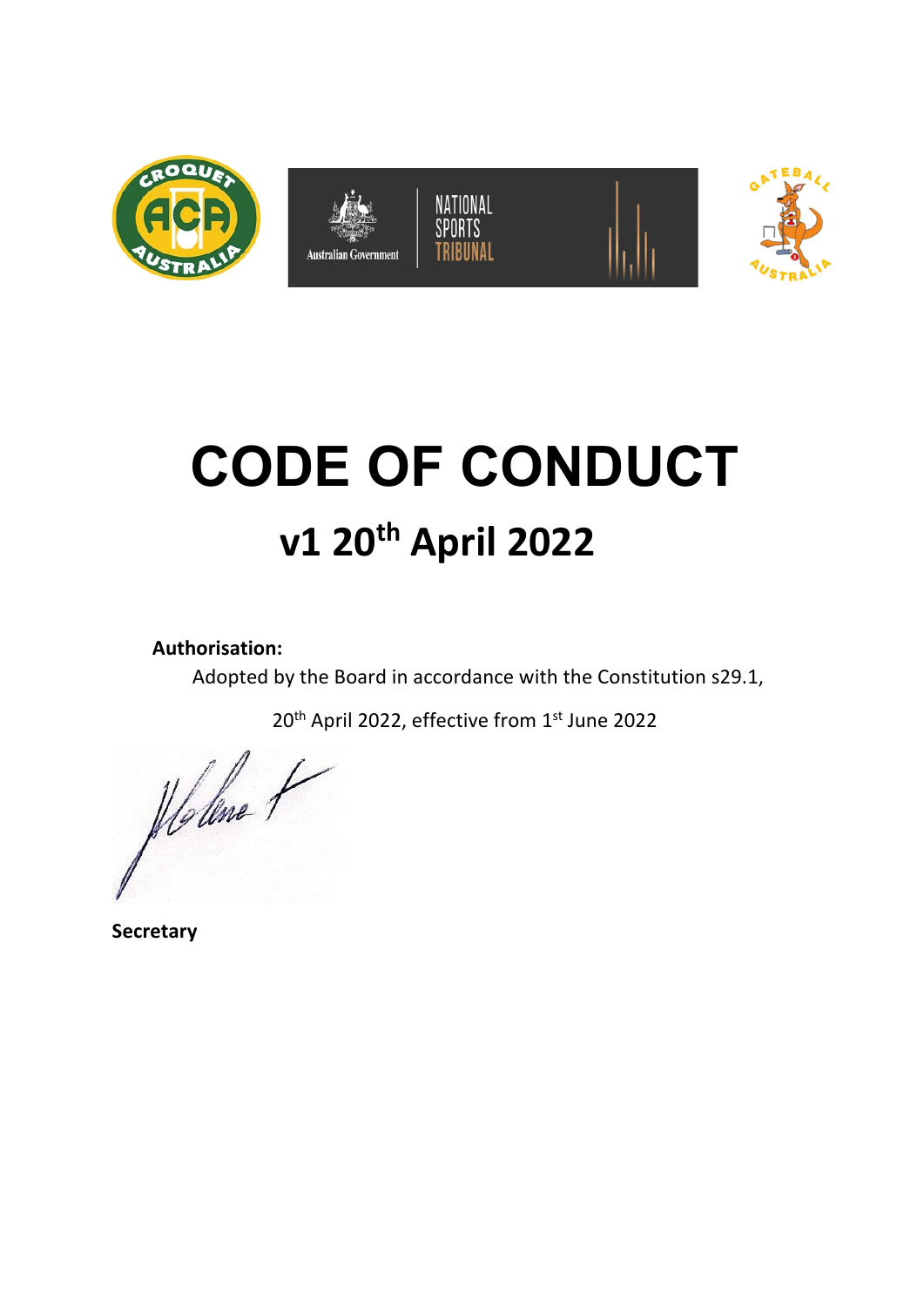# CODE OF CONDUCT

## v1 20th April 2022

**Authorisation:**

Adopted by the Board in accordance with the Constitution s29.1,

20th April 2022, effective from 1st June 2022

**Secretary**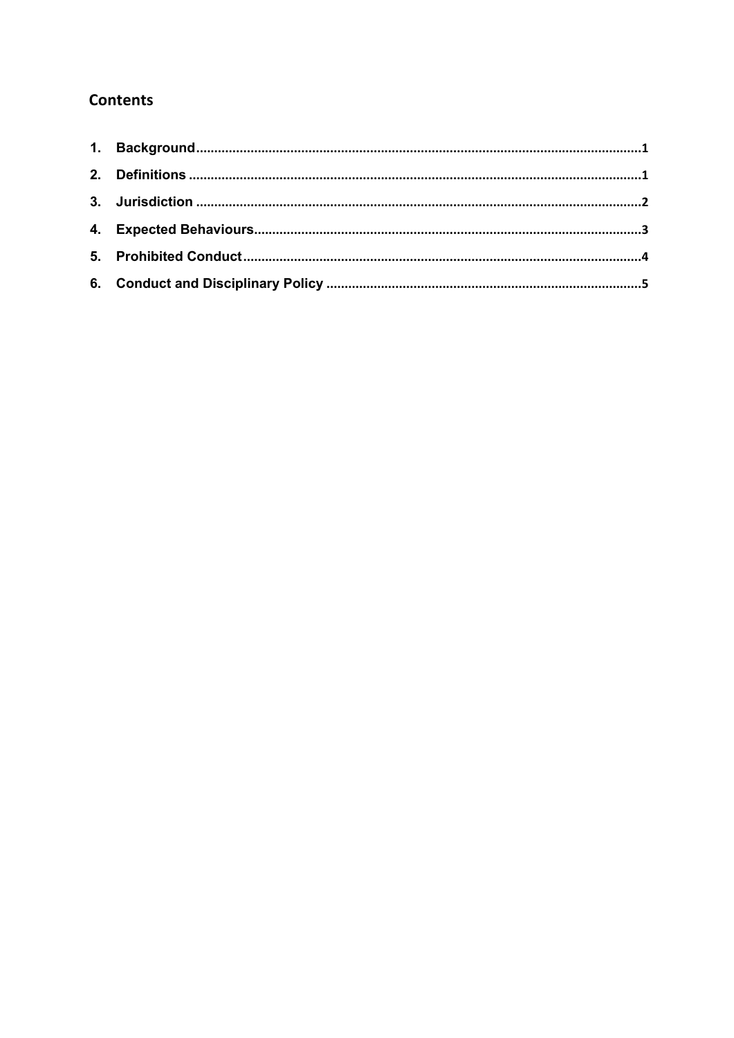## Contents

1. Background ..... 1
2. Definitions ..... 1
3. Jurisdiction ..... 2
4. Expected Behaviours ..... 3
5. Prohibited Conduct ..... 4
6. Conduct and Disciplinary Policy ..... 5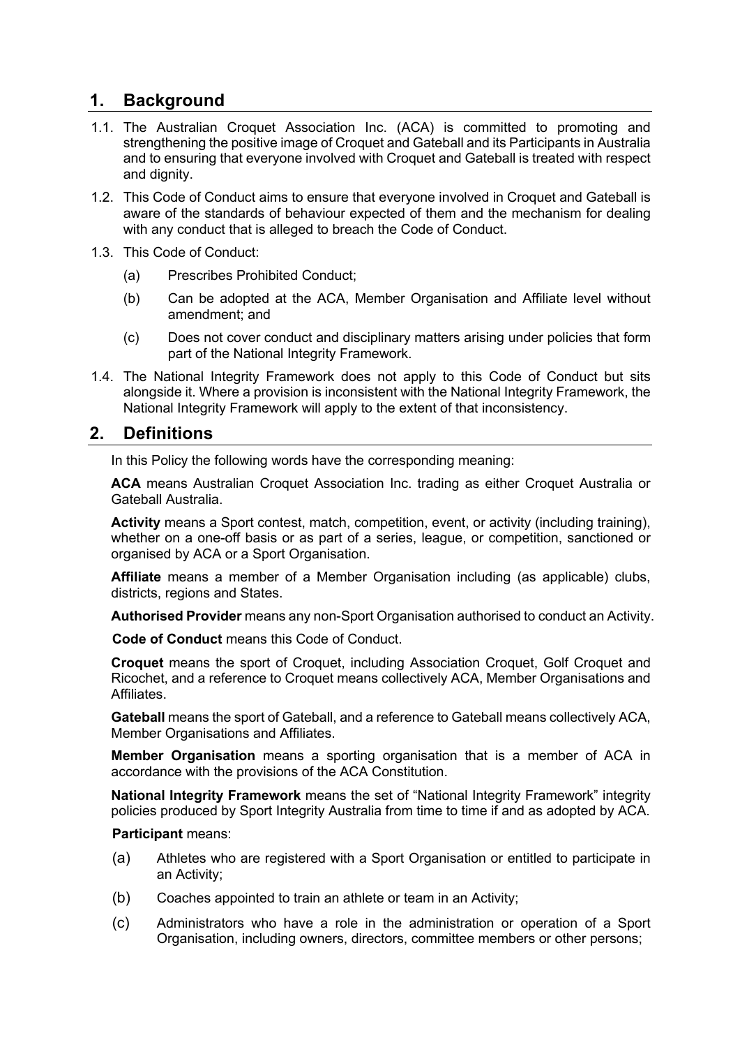## 1. Background

1.1. The Australian Croquet Association Inc. (ACA) is committed to promoting and strengthening the positive image of Croquet and Gateball and its Participants in Australia and to ensuring that everyone involved with Croquet and Gateball is treated with respect and dignity.

1.2. This Code of Conduct aims to ensure that everyone involved in Croquet and Gateball is aware of the standards of behaviour expected of them and the mechanism for dealing with any conduct that is alleged to breach the Code of Conduct.

1.3. This Code of Conduct:

(a) Prescribes Prohibited Conduct;

(b) Can be adopted at the ACA, Member Organisation and Affiliate level without amendment; and

(c) Does not cover conduct and disciplinary matters arising under policies that form part of the National Integrity Framework.

1.4. The National Integrity Framework does not apply to this Code of Conduct but sits alongside it. Where a provision is inconsistent with the National Integrity Framework, the National Integrity Framework will apply to the extent of that inconsistency.

## 2. Definitions

In this Policy the following words have the corresponding meaning:

**ACA** means Australian Croquet Association Inc. trading as either Croquet Australia or Gateball Australia.

**Activity** means a Sport contest, match, competition, event, or activity (including training), whether on a one-off basis or as part of a series, league, or competition, sanctioned or organised by ACA or a Sport Organisation.

**Affiliate** means a member of a Member Organisation including (as applicable) clubs, districts, regions and States.

**Authorised Provider** means any non-Sport Organisation authorised to conduct an Activity.

**Code of Conduct** means this Code of Conduct.

**Croquet** means the sport of Croquet, including Association Croquet, Golf Croquet and Ricochet, and a reference to Croquet means collectively ACA, Member Organisations and Affiliates.

**Gateball** means the sport of Gateball, and a reference to Gateball means collectively ACA, Member Organisations and Affiliates.

**Member Organisation** means a sporting organisation that is a member of ACA in accordance with the provisions of the ACA Constitution.

**National Integrity Framework** means the set of "National Integrity Framework" integrity policies produced by Sport Integrity Australia from time to time if and as adopted by ACA.

**Participant** means:

(a) Athletes who are registered with a Sport Organisation or entitled to participate in an Activity;

(b) Coaches appointed to train an athlete or team in an Activity;

(c) Administrators who have a role in the administration or operation of a Sport Organisation, including owners, directors, committee members or other persons;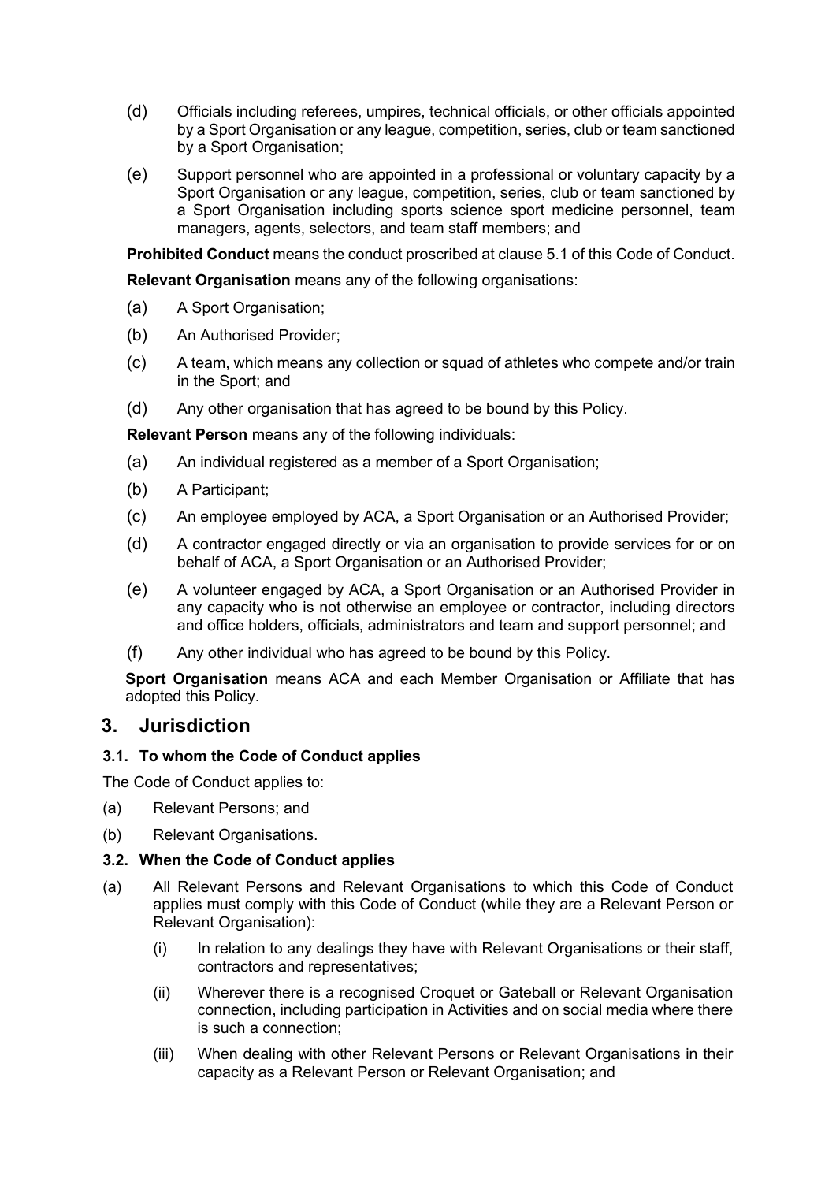(d) Officials including referees, umpires, technical officials, or other officials appointed by a Sport Organisation or any league, competition, series, club or team sanctioned by a Sport Organisation;

(e) Support personnel who are appointed in a professional or voluntary capacity by a Sport Organisation or any league, competition, series, club or team sanctioned by a Sport Organisation including sports science sport medicine personnel, team managers, agents, selectors, and team staff members; and

**Prohibited Conduct** means the conduct proscribed at clause 5.1 of this Code of Conduct.

**Relevant Organisation** means any of the following organisations:

(a) A Sport Organisation;

(b) An Authorised Provider;

(c) A team, which means any collection or squad of athletes who compete and/or train in the Sport; and

(d) Any other organisation that has agreed to be bound by this Policy.

**Relevant Person** means any of the following individuals:

(a) An individual registered as a member of a Sport Organisation;

(b) A Participant;

(c) An employee employed by ACA, a Sport Organisation or an Authorised Provider;

(d) A contractor engaged directly or via an organisation to provide services for or on behalf of ACA, a Sport Organisation or an Authorised Provider;

(e) A volunteer engaged by ACA, a Sport Organisation or an Authorised Provider in any capacity who is not otherwise an employee or contractor, including directors and office holders, officials, administrators and team and support personnel; and

(f) Any other individual who has agreed to be bound by this Policy.

**Sport Organisation** means ACA and each Member Organisation or Affiliate that has adopted this Policy.

## 3. Jurisdiction

### 3.1. To whom the Code of Conduct applies

The Code of Conduct applies to:

(a) Relevant Persons; and

(b) Relevant Organisations.

### 3.2. When the Code of Conduct applies

(a) All Relevant Persons and Relevant Organisations to which this Code of Conduct applies must comply with this Code of Conduct (while they are a Relevant Person or Relevant Organisation):

  (i) In relation to any dealings they have with Relevant Organisations or their staff, contractors and representatives;

  (ii) Wherever there is a recognised Croquet or Gateball or Relevant Organisation connection, including participation in Activities and on social media where there is such a connection;

  (iii) When dealing with other Relevant Persons or Relevant Organisations in their capacity as a Relevant Person or Relevant Organisation; and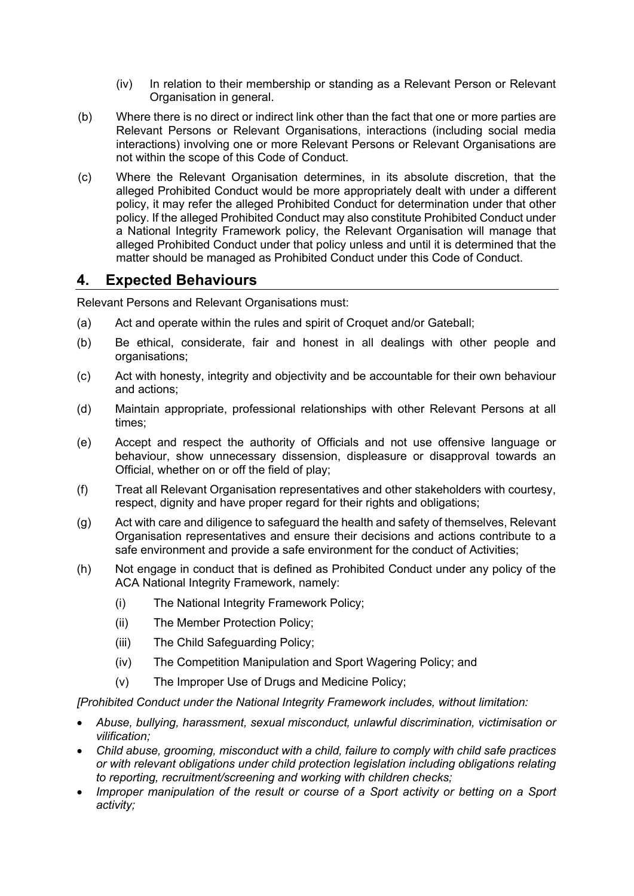(iv) In relation to their membership or standing as a Relevant Person or Relevant Organisation in general.

(b) Where there is no direct or indirect link other than the fact that one or more parties are Relevant Persons or Relevant Organisations, interactions (including social media interactions) involving one or more Relevant Persons or Relevant Organisations are not within the scope of this Code of Conduct.

(c) Where the Relevant Organisation determines, in its absolute discretion, that the alleged Prohibited Conduct would be more appropriately dealt with under a different policy, it may refer the alleged Prohibited Conduct for determination under that other policy. If the alleged Prohibited Conduct may also constitute Prohibited Conduct under a National Integrity Framework policy, the Relevant Organisation will manage that alleged Prohibited Conduct under that policy unless and until it is determined that the matter should be managed as Prohibited Conduct under this Code of Conduct.

## 4. Expected Behaviours

Relevant Persons and Relevant Organisations must:

(a) Act and operate within the rules and spirit of Croquet and/or Gateball;

(b) Be ethical, considerate, fair and honest in all dealings with other people and organisations;

(c) Act with honesty, integrity and objectivity and be accountable for their own behaviour and actions;

(d) Maintain appropriate, professional relationships with other Relevant Persons at all times;

(e) Accept and respect the authority of Officials and not use offensive language or behaviour, show unnecessary dissension, displeasure or disapproval towards an Official, whether on or off the field of play;

(f) Treat all Relevant Organisation representatives and other stakeholders with courtesy, respect, dignity and have proper regard for their rights and obligations;

(g) Act with care and diligence to safeguard the health and safety of themselves, Relevant Organisation representatives and ensure their decisions and actions contribute to a safe environment and provide a safe environment for the conduct of Activities;

(h) Not engage in conduct that is defined as Prohibited Conduct under any policy of the ACA National Integrity Framework, namely:

  (i) The National Integrity Framework Policy;

  (ii) The Member Protection Policy;

  (iii) The Child Safeguarding Policy;

  (iv) The Competition Manipulation and Sport Wagering Policy; and

  (v) The Improper Use of Drugs and Medicine Policy;

*[Prohibited Conduct under the National Integrity Framework includes, without limitation:*

- *Abuse, bullying, harassment, sexual misconduct, unlawful discrimination, victimisation or vilification;*
- *Child abuse, grooming, misconduct with a child, failure to comply with child safe practices or with relevant obligations under child protection legislation including obligations relating to reporting, recruitment/screening and working with children checks;*
- *Improper manipulation of the result or course of a Sport activity or betting on a Sport activity;*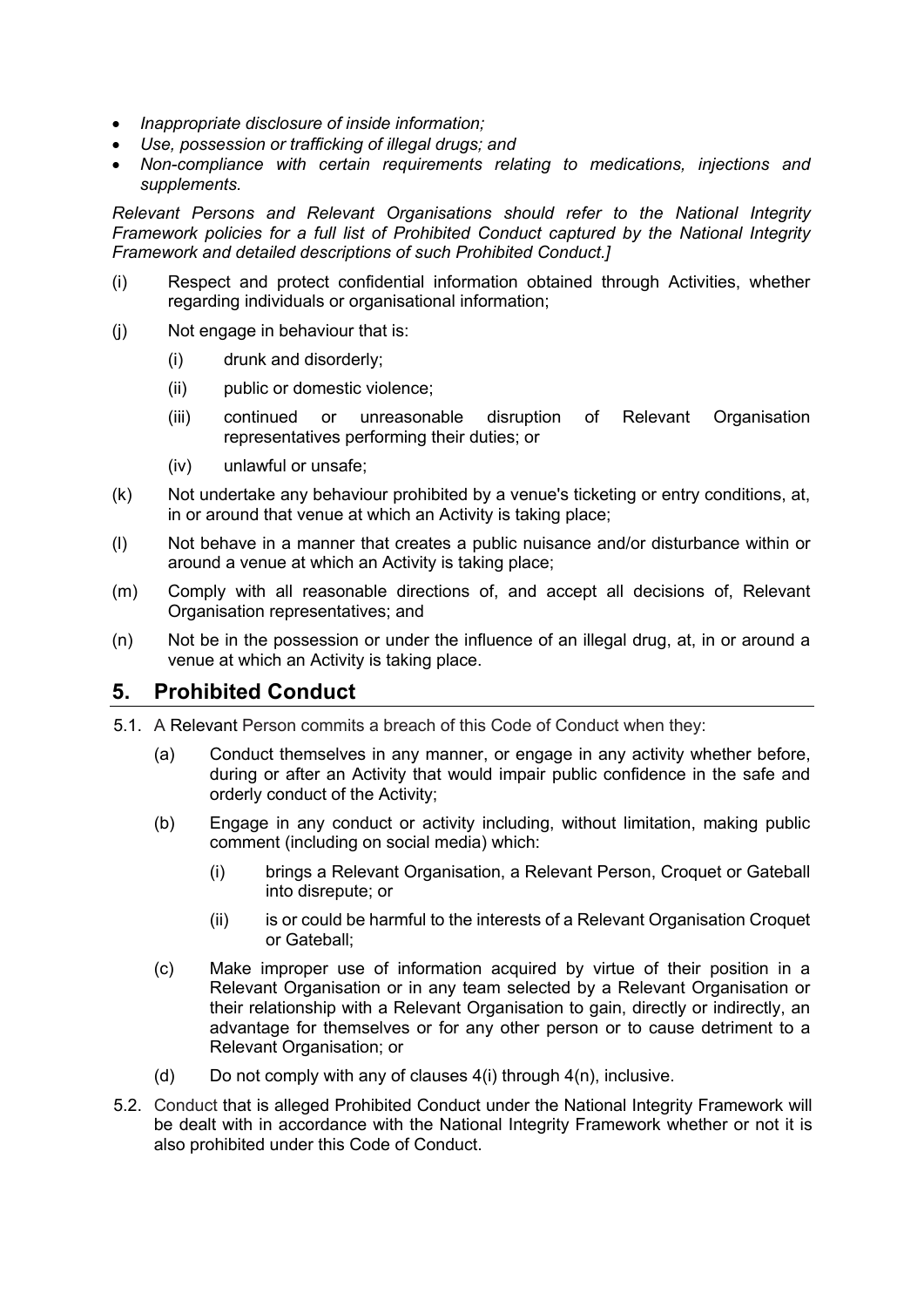- *Inappropriate disclosure of inside information;*
- *Use, possession or trafficking of illegal drugs; and*
- *Non-compliance with certain requirements relating to medications, injections and supplements.*

*Relevant Persons and Relevant Organisations should refer to the National Integrity Framework policies for a full list of Prohibited Conduct captured by the National Integrity Framework and detailed descriptions of such Prohibited Conduct.]*

(i) Respect and protect confidential information obtained through Activities, whether regarding individuals or organisational information;

(j) Not engage in behaviour that is:

  (i) drunk and disorderly;

  (ii) public or domestic violence;

  (iii) continued or unreasonable disruption of Relevant Organisation representatives performing their duties; or

  (iv) unlawful or unsafe;

(k) Not undertake any behaviour prohibited by a venue's ticketing or entry conditions, at, in or around that venue at which an Activity is taking place;

(l) Not behave in a manner that creates a public nuisance and/or disturbance within or around a venue at which an Activity is taking place;

(m) Comply with all reasonable directions of, and accept all decisions of, Relevant Organisation representatives; and

(n) Not be in the possession or under the influence of an illegal drug, at, in or around a venue at which an Activity is taking place.

## 5. Prohibited Conduct

5.1. A Relevant Person commits a breach of this Code of Conduct when they:

  (a) Conduct themselves in any manner, or engage in any activity whether before, during or after an Activity that would impair public confidence in the safe and orderly conduct of the Activity;

  (b) Engage in any conduct or activity including, without limitation, making public comment (including on social media) which:

    (i) brings a Relevant Organisation, a Relevant Person, Croquet or Gateball into disrepute; or

    (ii) is or could be harmful to the interests of a Relevant Organisation Croquet or Gateball;

  (c) Make improper use of information acquired by virtue of their position in a Relevant Organisation or in any team selected by a Relevant Organisation or their relationship with a Relevant Organisation to gain, directly or indirectly, an advantage for themselves or for any other person or to cause detriment to a Relevant Organisation; or

  (d) Do not comply with any of clauses 4(i) through 4(n), inclusive.

5.2. Conduct that is alleged Prohibited Conduct under the National Integrity Framework will be dealt with in accordance with the National Integrity Framework whether or not it is also prohibited under this Code of Conduct.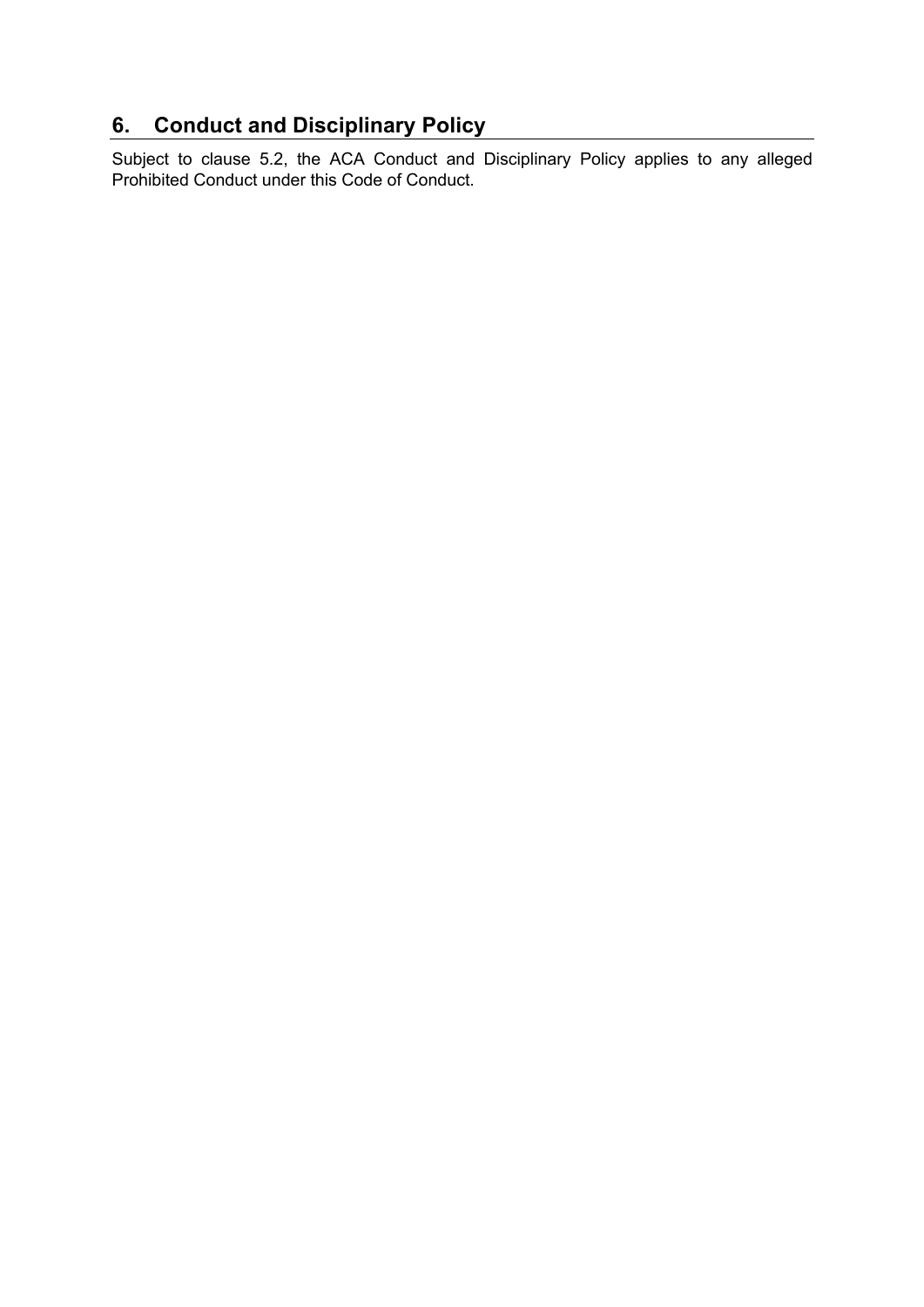## 6. Conduct and Disciplinary Policy

Subject to clause 5.2, the ACA Conduct and Disciplinary Policy applies to any alleged Prohibited Conduct under this Code of Conduct.